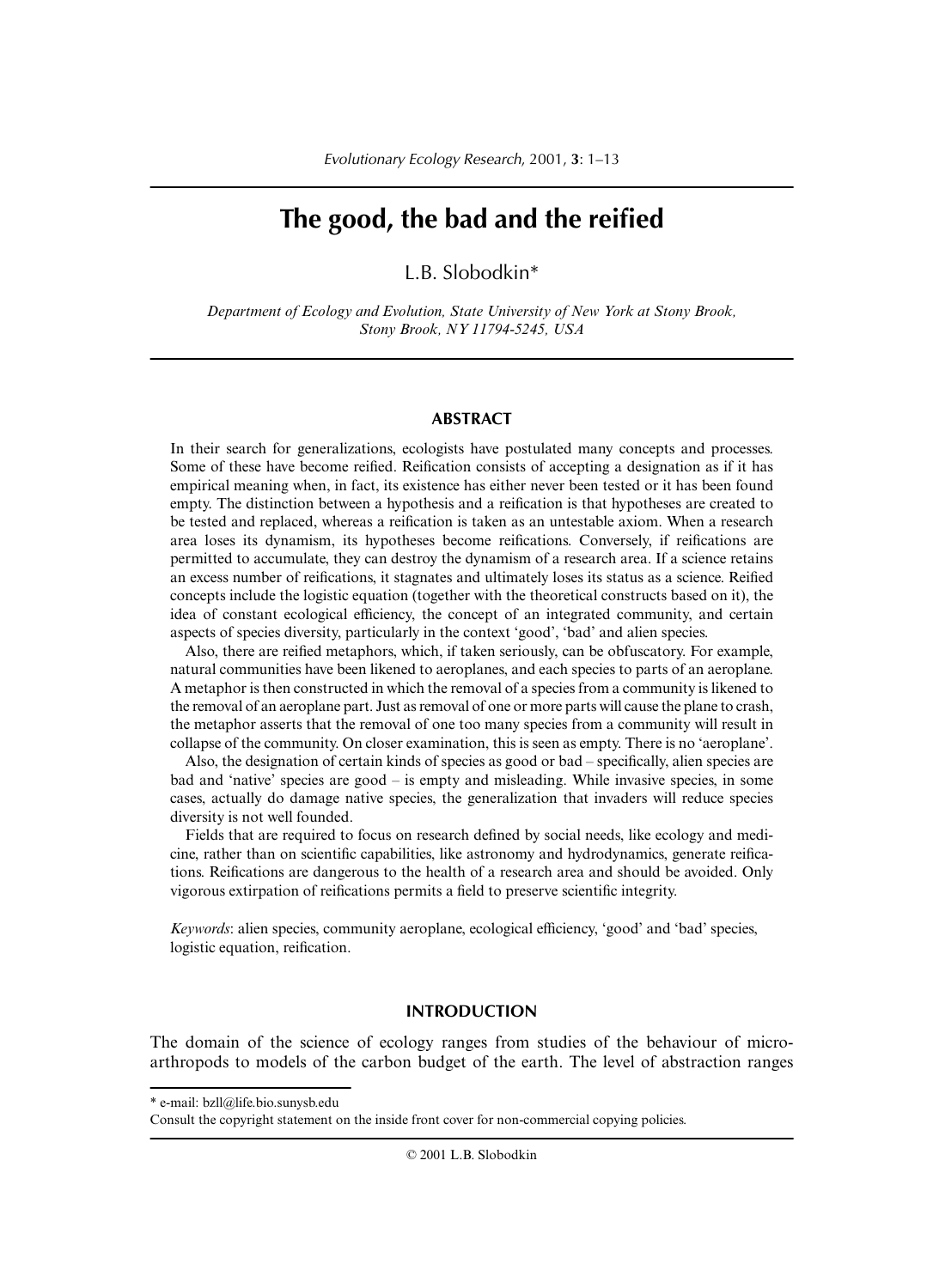# The good, the bad and the reified

L.B. Slobodkin*

*Department of Ecology and Evolution, State University of New York at Stony Brook, Stony Brook, NY 11794-5245, USA*

## ABSTRACT

In their search for generalizations, ecologists have postulated many concepts and processes. Some of these have become reified. Reification consists of accepting a designation as if it has empirical meaning when, in fact, its existence has either never been tested or it has been found empty. The distinction between a hypothesis and a reification is that hypotheses are created to be tested and replaced, whereas a reification is taken as an untestable axiom. When a research area loses its dynamism, its hypotheses become reifications. Conversely, if reifications are permitted to accumulate, they can destroy the dynamism of a research area. If a science retains an excess number of reifications, it stagnates and ultimately loses its status as a science. Reified concepts include the logistic equation (together with the theoretical constructs based on it), the idea of constant ecological efficiency, the concept of an integrated community, and certain aspects of species diversity, particularly in the context 'good', 'bad' and alien species.

Also, there are reified metaphors, which, if taken seriously, can be obfuscatory. For example, natural communities have been likened to aeroplanes, and each species to parts of an aeroplane. A metaphor is then constructed in which the removal of a species from a community is likened to the removal of an aeroplane part. Just as removal of one or more parts will cause the plane to crash, the metaphor asserts that the removal of one too many species from a community will result in collapse of the community. On closer examination, this is seen as empty. There is no 'aeroplane'.

Also, the designation of certain kinds of species as good or bad – specifically, alien species are bad and 'native' species are good – is empty and misleading. While invasive species, in some cases, actually do damage native species, the generalization that invaders will reduce species diversity is not well founded.

Fields that are required to focus on research defined by social needs, like ecology and medicine, rather than on scientific capabilities, like astronomy and hydrodynamics, generate reifications. Reifications are dangerous to the health of a research area and should be avoided. Only vigorous extirpation of reifications permits a field to preserve scientific integrity.

*Keywords*: alien species, community aeroplane, ecological efficiency, 'good' and 'bad' species, logistic equation, reification.

## INTRODUCTION

The domain of the science of ecology ranges from studies of the behaviour of micro-arthropods to models of the carbon budget of the earth. The level of abstraction ranges

---

* e-mail: bzll@life.bio.sunysb.edu

Consult the copyright statement on the inside front cover for non-commercial copying policies.

© 2001 L.B. Slobodkin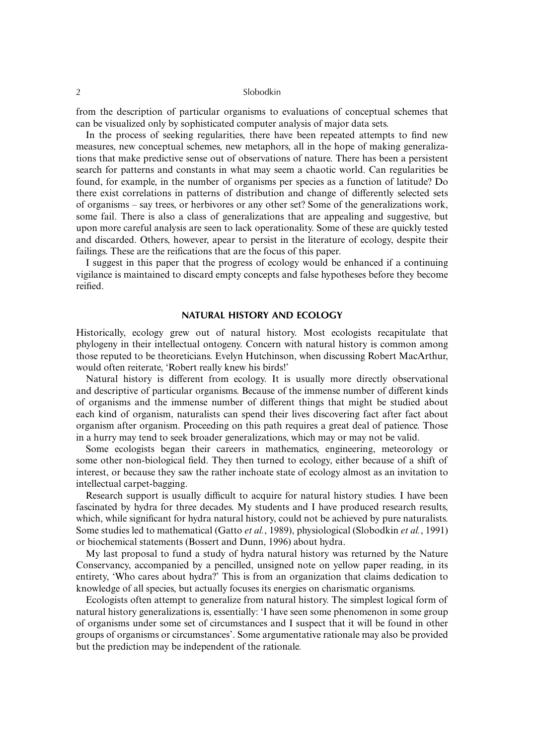from the description of particular organisms to evaluations of conceptual schemes that can be visualized only by sophisticated computer analysis of major data sets.

In the process of seeking regularities, there have been repeated attempts to find new measures, new conceptual schemes, new metaphors, all in the hope of making generalizations that make predictive sense out of observations of nature. There has been a persistent search for patterns and constants in what may seem a chaotic world. Can regularities be found, for example, in the number of organisms per species as a function of latitude? Do there exist correlations in patterns of distribution and change of differently selected sets of organisms – say trees, or herbivores or any other set? Some of the generalizations work, some fail. There is also a class of generalizations that are appealing and suggestive, but upon more careful analysis are seen to lack operationality. Some of these are quickly tested and discarded. Others, however, apear to persist in the literature of ecology, despite their failings. These are the reifications that are the focus of this paper.

I suggest in this paper that the progress of ecology would be enhanced if a continuing vigilance is maintained to discard empty concepts and false hypotheses before they become reified.

## NATURAL HISTORY AND ECOLOGY

Historically, ecology grew out of natural history. Most ecologists recapitulate that phylogeny in their intellectual ontogeny. Concern with natural history is common among those reputed to be theoreticians. Evelyn Hutchinson, when discussing Robert MacArthur, would often reiterate, 'Robert really knew his birds!'

Natural history is different from ecology. It is usually more directly observational and descriptive of particular organisms. Because of the immense number of different kinds of organisms and the immense number of different things that might be studied about each kind of organism, naturalists can spend their lives discovering fact after fact about organism after organism. Proceeding on this path requires a great deal of patience. Those in a hurry may tend to seek broader generalizations, which may or may not be valid.

Some ecologists began their careers in mathematics, engineering, meteorology or some other non-biological field. They then turned to ecology, either because of a shift of interest, or because they saw the rather inchoate state of ecology almost as an invitation to intellectual carpet-bagging.

Research support is usually difficult to acquire for natural history studies. I have been fascinated by hydra for three decades. My students and I have produced research results, which, while significant for hydra natural history, could not be achieved by pure naturalists. Some studies led to mathematical (Gatto *et al.*, 1989), physiological (Slobodkin *et al.*, 1991) or biochemical statements (Bossert and Dunn, 1996) about hydra.

My last proposal to fund a study of hydra natural history was returned by the Nature Conservancy, accompanied by a pencilled, unsigned note on yellow paper reading, in its entirety, 'Who cares about hydra?' This is from an organization that claims dedication to knowledge of all species, but actually focuses its energies on charismatic organisms.

Ecologists often attempt to generalize from natural history. The simplest logical form of natural history generalizations is, essentially: 'I have seen some phenomenon in some group of organisms under some set of circumstances and I suspect that it will be found in other groups of organisms or circumstances'. Some argumentative rationale may also be provided but the prediction may be independent of the rationale.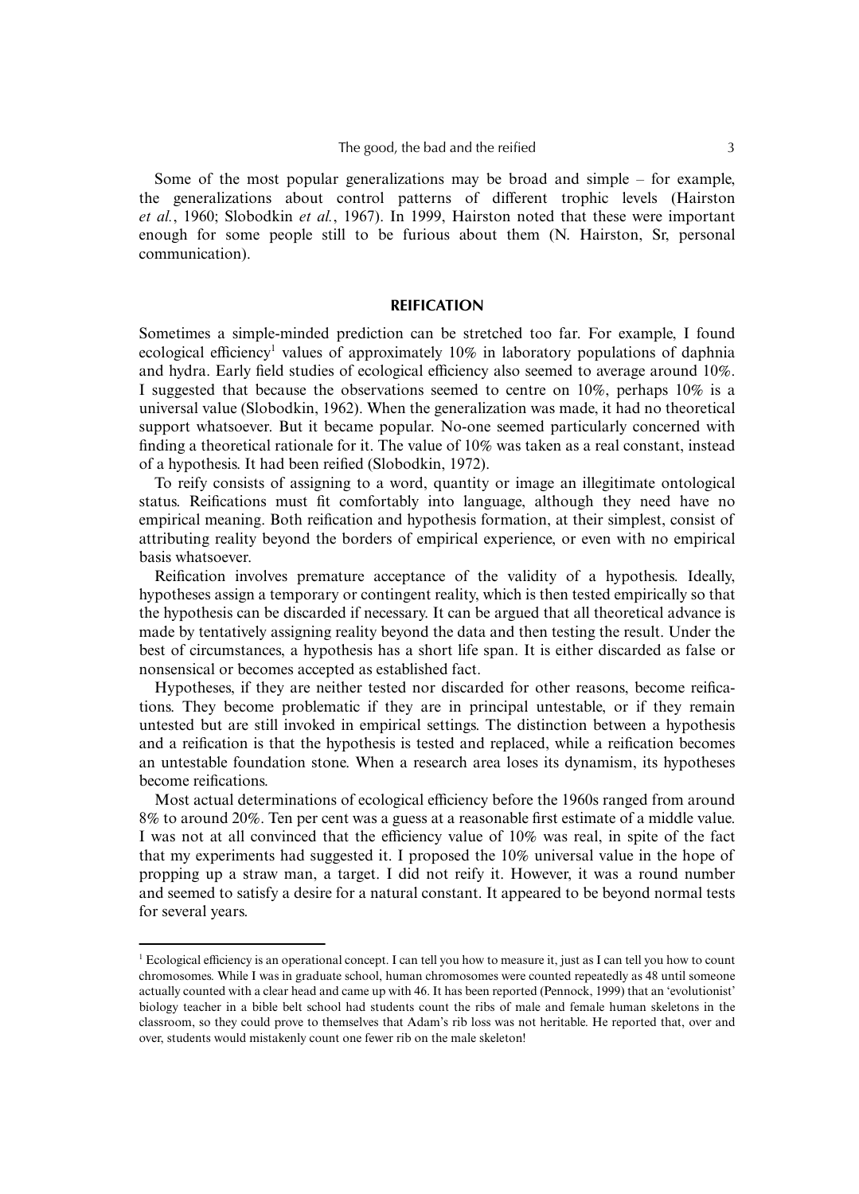Some of the most popular generalizations may be broad and simple – for example, the generalizations about control patterns of different trophic levels (Hairston *et al.*, 1960; Slobodkin *et al.*, 1967). In 1999, Hairston noted that these were important enough for some people still to be furious about them (N. Hairston, Sr, personal communication).

## REIFICATION

Sometimes a simple-minded prediction can be stretched too far. For example, I found ecological efficiency[1] values of approximately 10% in laboratory populations of daphnia and hydra. Early field studies of ecological efficiency also seemed to average around 10%. I suggested that because the observations seemed to centre on 10%, perhaps 10% is a universal value (Slobodkin, 1962). When the generalization was made, it had no theoretical support whatsoever. But it became popular. No-one seemed particularly concerned with finding a theoretical rationale for it. The value of 10% was taken as a real constant, instead of a hypothesis. It had been reified (Slobodkin, 1972).

To reify consists of assigning to a word, quantity or image an illegitimate ontological status. Reifications must fit comfortably into language, although they need have no empirical meaning. Both reification and hypothesis formation, at their simplest, consist of attributing reality beyond the borders of empirical experience, or even with no empirical basis whatsoever.

Reification involves premature acceptance of the validity of a hypothesis. Ideally, hypotheses assign a temporary or contingent reality, which is then tested empirically so that the hypothesis can be discarded if necessary. It can be argued that all theoretical advance is made by tentatively assigning reality beyond the data and then testing the result. Under the best of circumstances, a hypothesis has a short life span. It is either discarded as false or nonsensical or becomes accepted as established fact.

Hypotheses, if they are neither tested nor discarded for other reasons, become reifications. They become problematic if they are in principal untestable, or if they remain untested but are still invoked in empirical settings. The distinction between a hypothesis and a reification is that the hypothesis is tested and replaced, while a reification becomes an untestable foundation stone. When a research area loses its dynamism, its hypotheses become reifications.

Most actual determinations of ecological efficiency before the 1960s ranged from around 8% to around 20%. Ten per cent was a guess at a reasonable first estimate of a middle value. I was not at all convinced that the efficiency value of 10% was real, in spite of the fact that my experiments had suggested it. I proposed the 10% universal value in the hope of propping up a straw man, a target. I did not reify it. However, it was a round number and seemed to satisfy a desire for a natural constant. It appeared to be beyond normal tests for several years.

---

[1] Ecological efficiency is an operational concept. I can tell you how to measure it, just as I can tell you how to count chromosomes. While I was in graduate school, human chromosomes were counted repeatedly as 48 until someone actually counted with a clear head and came up with 46. It has been reported (Pennock, 1999) that an 'evolutionist' biology teacher in a bible belt school had students count the ribs of male and female human skeletons in the classroom, so they could prove to themselves that Adam's rib loss was not heritable. He reported that, over and over, students would mistakenly count one fewer rib on the male skeleton!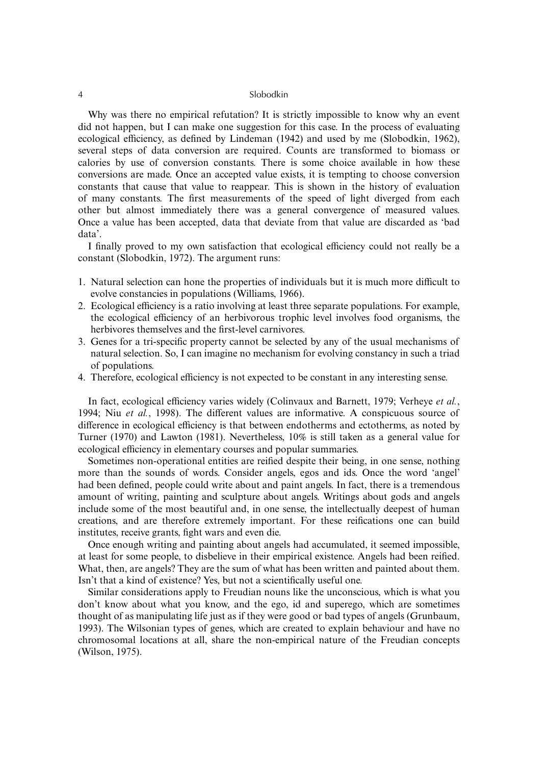Why was there no empirical refutation? It is strictly impossible to know why an event did not happen, but I can make one suggestion for this case. In the process of evaluating ecological efficiency, as defined by Lindeman (1942) and used by me (Slobodkin, 1962), several steps of data conversion are required. Counts are transformed to biomass or calories by use of conversion constants. There is some choice available in how these conversions are made. Once an accepted value exists, it is tempting to choose conversion constants that cause that value to reappear. This is shown in the history of evaluation of many constants. The first measurements of the speed of light diverged from each other but almost immediately there was a general convergence of measured values. Once a value has been accepted, data that deviate from that value are discarded as 'bad data'.

I finally proved to my own satisfaction that ecological efficiency could not really be a constant (Slobodkin, 1972). The argument runs:

1. Natural selection can hone the properties of individuals but it is much more difficult to evolve constancies in populations (Williams, 1966).
2. Ecological efficiency is a ratio involving at least three separate populations. For example, the ecological efficiency of an herbivorous trophic level involves food organisms, the herbivores themselves and the first-level carnivores.
3. Genes for a tri-specific property cannot be selected by any of the usual mechanisms of natural selection. So, I can imagine no mechanism for evolving constancy in such a triad of populations.
4. Therefore, ecological efficiency is not expected to be constant in any interesting sense.

In fact, ecological efficiency varies widely (Colinvaux and Barnett, 1979; Verheye *et al.*, 1994; Niu *et al.*, 1998). The different values are informative. A conspicuous source of difference in ecological efficiency is that between endotherms and ectotherms, as noted by Turner (1970) and Lawton (1981). Nevertheless, 10% is still taken as a general value for ecological efficiency in elementary courses and popular summaries.

Sometimes non-operational entities are reified despite their being, in one sense, nothing more than the sounds of words. Consider angels, egos and ids. Once the word 'angel' had been defined, people could write about and paint angels. In fact, there is a tremendous amount of writing, painting and sculpture about angels. Writings about gods and angels include some of the most beautiful and, in one sense, the intellectually deepest of human creations, and are therefore extremely important. For these reifications one can build institutes, receive grants, fight wars and even die.

Once enough writing and painting about angels had accumulated, it seemed impossible, at least for some people, to disbelieve in their empirical existence. Angels had been reified. What, then, are angels? They are the sum of what has been written and painted about them. Isn't that a kind of existence? Yes, but not a scientifically useful one.

Similar considerations apply to Freudian nouns like the unconscious, which is what you don't know about what you know, and the ego, id and superego, which are sometimes thought of as manipulating life just as if they were good or bad types of angels (Grunbaum, 1993). The Wilsonian types of genes, which are created to explain behaviour and have no chromosomal locations at all, share the non-empirical nature of the Freudian concepts (Wilson, 1975).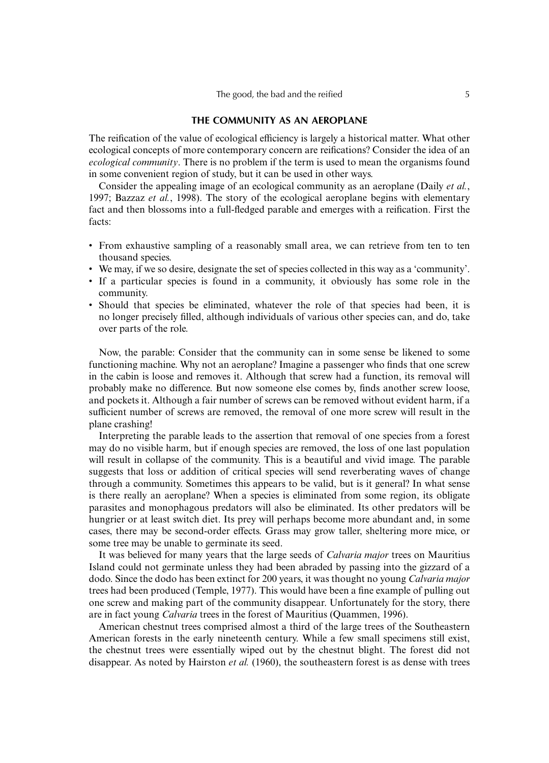## THE COMMUNITY AS AN AEROPLANE

The reification of the value of ecological efficiency is largely a historical matter. What other ecological concepts of more contemporary concern are reifications? Consider the idea of an *ecological community*. There is no problem if the term is used to mean the organisms found in some convenient region of study, but it can be used in other ways.

Consider the appealing image of an ecological community as an aeroplane (Daily *et al.*, 1997; Bazzaz *et al.*, 1998). The story of the ecological aeroplane begins with elementary fact and then blossoms into a full-fledged parable and emerges with a reification. First the facts:

- From exhaustive sampling of a reasonably small area, we can retrieve from ten to ten thousand species.
- We may, if we so desire, designate the set of species collected in this way as a 'community'.
- If a particular species is found in a community, it obviously has some role in the community.
- Should that species be eliminated, whatever the role of that species had been, it is no longer precisely filled, although individuals of various other species can, and do, take over parts of the role.

Now, the parable: Consider that the community can in some sense be likened to some functioning machine. Why not an aeroplane? Imagine a passenger who finds that one screw in the cabin is loose and removes it. Although that screw had a function, its removal will probably make no difference. But now someone else comes by, finds another screw loose, and pockets it. Although a fair number of screws can be removed without evident harm, if a sufficient number of screws are removed, the removal of one more screw will result in the plane crashing!

Interpreting the parable leads to the assertion that removal of one species from a forest may do no visible harm, but if enough species are removed, the loss of one last population will result in collapse of the community. This is a beautiful and vivid image. The parable suggests that loss or addition of critical species will send reverberating waves of change through a community. Sometimes this appears to be valid, but is it general? In what sense is there really an aeroplane? When a species is eliminated from some region, its obligate parasites and monophagous predators will also be eliminated. Its other predators will be hungrier or at least switch diet. Its prey will perhaps become more abundant and, in some cases, there may be second-order effects. Grass may grow taller, sheltering more mice, or some tree may be unable to germinate its seed.

It was believed for many years that the large seeds of *Calvaria major* trees on Mauritius Island could not germinate unless they had been abraded by passing into the gizzard of a dodo. Since the dodo has been extinct for 200 years, it was thought no young *Calvaria major* trees had been produced (Temple, 1977). This would have been a fine example of pulling out one screw and making part of the community disappear. Unfortunately for the story, there are in fact young *Calvaria* trees in the forest of Mauritius (Quammen, 1996).

American chestnut trees comprised almost a third of the large trees of the Southeastern American forests in the early nineteenth century. While a few small specimens still exist, the chestnut trees were essentially wiped out by the chestnut blight. The forest did not disappear. As noted by Hairston *et al.* (1960), the southeastern forest is as dense with trees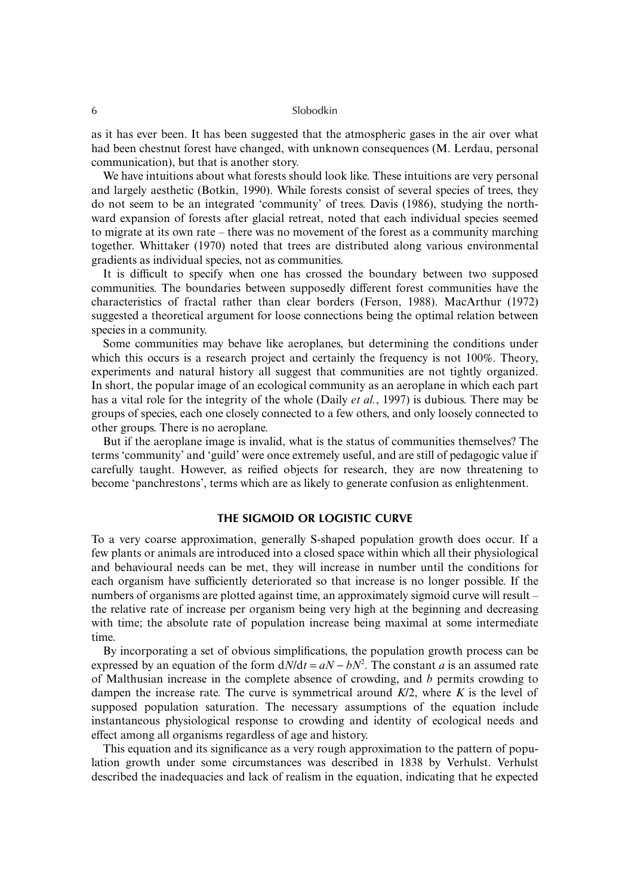as it has ever been. It has been suggested that the atmospheric gases in the air over what had been chestnut forest have changed, with unknown consequences (M. Lerdau, personal communication), but that is another story.

We have intuitions about what forests should look like. These intuitions are very personal and largely aesthetic (Botkin, 1990). While forests consist of several species of trees, they do not seem to be an integrated 'community' of trees. Davis (1986), studying the northward expansion of forests after glacial retreat, noted that each individual species seemed to migrate at its own rate – there was no movement of the forest as a community marching together. Whittaker (1970) noted that trees are distributed along various environmental gradients as individual species, not as communities.

It is difficult to specify when one has crossed the boundary between two supposed communities. The boundaries between supposedly different forest communities have the characteristics of fractal rather than clear borders (Ferson, 1988). MacArthur (1972) suggested a theoretical argument for loose connections being the optimal relation between species in a community.

Some communities may behave like aeroplanes, but determining the conditions under which this occurs is a research project and certainly the frequency is not 100%. Theory, experiments and natural history all suggest that communities are not tightly organized. In short, the popular image of an ecological community as an aeroplane in which each part has a vital role for the integrity of the whole (Daily *et al.*, 1997) is dubious. There may be groups of species, each one closely connected to a few others, and only loosely connected to other groups. There is no aeroplane.

But if the aeroplane image is invalid, what is the status of communities themselves? The terms 'community' and 'guild' were once extremely useful, and are still of pedagogic value if carefully taught. However, as reified objects for research, they are now threatening to become 'panchrestons', terms which are as likely to generate confusion as enlightenment.

## THE SIGMOID OR LOGISTIC CURVE

To a very coarse approximation, generally S-shaped population growth does occur. If a few plants or animals are introduced into a closed space within which all their physiological and behavioural needs can be met, they will increase in number until the conditions for each organism have sufficiently deteriorated so that increase is no longer possible. If the numbers of organisms are plotted against time, an approximately sigmoid curve will result – the relative rate of increase per organism being very high at the beginning and decreasing with time; the absolute rate of population increase being maximal at some intermediate time.

By incorporating a set of obvious simplifications, the population growth process can be expressed by an equation of the form $dN/dt = aN - bN^2$. The constant $a$ is an assumed rate of Malthusian increase in the complete absence of crowding, and $b$ permits crowding to dampen the increase rate. The curve is symmetrical around $K/2$, where $K$ is the level of supposed population saturation. The necessary assumptions of the equation include instantaneous physiological response to crowding and identity of ecological needs and effect among all organisms regardless of age and history.

This equation and its significance as a very rough approximation to the pattern of population growth under some circumstances was described in 1838 by Verhulst. Verhulst described the inadequacies and lack of realism in the equation, indicating that he expected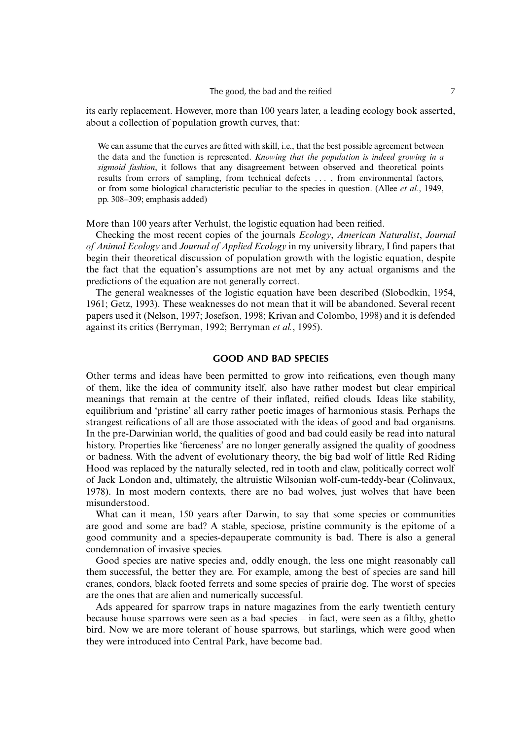its early replacement. However, more than 100 years later, a leading ecology book asserted, about a collection of population growth curves, that:

> We can assume that the curves are fitted with skill, i.e., that the best possible agreement between the data and the function is represented. *Knowing that the population is indeed growing in a sigmoid fashion*, it follows that any disagreement between observed and theoretical points results from errors of sampling, from technical defects . . . , from environmental factors, or from some biological characteristic peculiar to the species in question. (Allee *et al.*, 1949, pp. 308–309; emphasis added)

More than 100 years after Verhulst, the logistic equation had been reified.

Checking the most recent copies of the journals *Ecology*, *American Naturalist*, *Journal of Animal Ecology* and *Journal of Applied Ecology* in my university library, I find papers that begin their theoretical discussion of population growth with the logistic equation, despite the fact that the equation's assumptions are not met by any actual organisms and the predictions of the equation are not generally correct.

The general weaknesses of the logistic equation have been described (Slobodkin, 1954, 1961; Getz, 1993). These weaknesses do not mean that it will be abandoned. Several recent papers used it (Nelson, 1997; Josefson, 1998; Krivan and Colombo, 1998) and it is defended against its critics (Berryman, 1992; Berryman *et al.*, 1995).

## GOOD AND BAD SPECIES

Other terms and ideas have been permitted to grow into reifications, even though many of them, like the idea of community itself, also have rather modest but clear empirical meanings that remain at the centre of their inflated, reified clouds. Ideas like stability, equilibrium and 'pristine' all carry rather poetic images of harmonious stasis. Perhaps the strangest reifications of all are those associated with the ideas of good and bad organisms. In the pre-Darwinian world, the qualities of good and bad could easily be read into natural history. Properties like 'fierceness' are no longer generally assigned the quality of goodness or badness. With the advent of evolutionary theory, the big bad wolf of little Red Riding Hood was replaced by the naturally selected, red in tooth and claw, politically correct wolf of Jack London and, ultimately, the altruistic Wilsonian wolf-cum-teddy-bear (Colinvaux, 1978). In most modern contexts, there are no bad wolves, just wolves that have been misunderstood.

What can it mean, 150 years after Darwin, to say that some species or communities are good and some are bad? A stable, speciose, pristine community is the epitome of a good community and a species-depauperate community is bad. There is also a general condemnation of invasive species.

Good species are native species and, oddly enough, the less one might reasonably call them successful, the better they are. For example, among the best of species are sand hill cranes, condors, black footed ferrets and some species of prairie dog. The worst of species are the ones that are alien and numerically successful.

Ads appeared for sparrow traps in nature magazines from the early twentieth century because house sparrows were seen as a bad species – in fact, were seen as a filthy, ghetto bird. Now we are more tolerant of house sparrows, but starlings, which were good when they were introduced into Central Park, have become bad.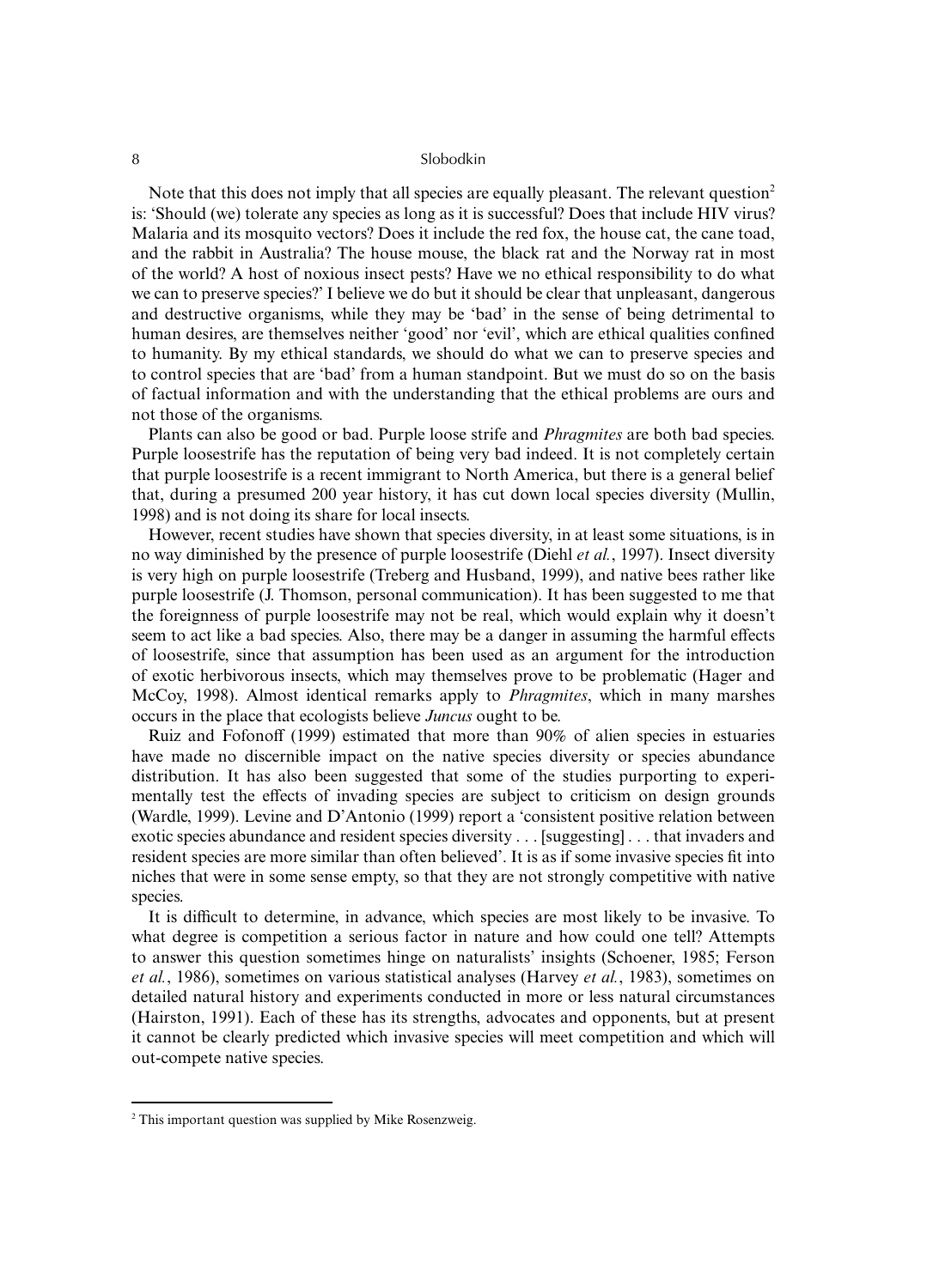Note that this does not imply that all species are equally pleasant. The relevant question[2] is: 'Should (we) tolerate any species as long as it is successful? Does that include HIV virus? Malaria and its mosquito vectors? Does it include the red fox, the house cat, the cane toad, and the rabbit in Australia? The house mouse, the black rat and the Norway rat in most of the world? A host of noxious insect pests? Have we no ethical responsibility to do what we can to preserve species?' I believe we do but it should be clear that unpleasant, dangerous and destructive organisms, while they may be 'bad' in the sense of being detrimental to human desires, are themselves neither 'good' nor 'evil', which are ethical qualities confined to humanity. By my ethical standards, we should do what we can to preserve species and to control species that are 'bad' from a human standpoint. But we must do so on the basis of factual information and with the understanding that the ethical problems are ours and not those of the organisms.

Plants can also be good or bad. Purple loose strife and *Phragmites* are both bad species. Purple loosestrife has the reputation of being very bad indeed. It is not completely certain that purple loosestrife is a recent immigrant to North America, but there is a general belief that, during a presumed 200 year history, it has cut down local species diversity (Mullin, 1998) and is not doing its share for local insects.

However, recent studies have shown that species diversity, in at least some situations, is in no way diminished by the presence of purple loosestrife (Diehl *et al.*, 1997). Insect diversity is very high on purple loosestrife (Treberg and Husband, 1999), and native bees rather like purple loosestrife (J. Thomson, personal communication). It has been suggested to me that the foreignness of purple loosestrife may not be real, which would explain why it doesn't seem to act like a bad species. Also, there may be a danger in assuming the harmful effects of loosestrife, since that assumption has been used as an argument for the introduction of exotic herbivorous insects, which may themselves prove to be problematic (Hager and McCoy, 1998). Almost identical remarks apply to *Phragmites*, which in many marshes occurs in the place that ecologists believe *Juncus* ought to be.

Ruiz and Fofonoff (1999) estimated that more than 90% of alien species in estuaries have made no discernible impact on the native species diversity or species abundance distribution. It has also been suggested that some of the studies purporting to experimentally test the effects of invading species are subject to criticism on design grounds (Wardle, 1999). Levine and D'Antonio (1999) report a 'consistent positive relation between exotic species abundance and resident species diversity . . . [suggesting] . . . that invaders and resident species are more similar than often believed'. It is as if some invasive species fit into niches that were in some sense empty, so that they are not strongly competitive with native species.

It is difficult to determine, in advance, which species are most likely to be invasive. To what degree is competition a serious factor in nature and how could one tell? Attempts to answer this question sometimes hinge on naturalists' insights (Schoener, 1985; Ferson *et al.*, 1986), sometimes on various statistical analyses (Harvey *et al.*, 1983), sometimes on detailed natural history and experiments conducted in more or less natural circumstances (Hairston, 1991). Each of these has its strengths, advocates and opponents, but at present it cannot be clearly predicted which invasive species will meet competition and which will out-compete native species.

[2] This important question was supplied by Mike Rosenzweig.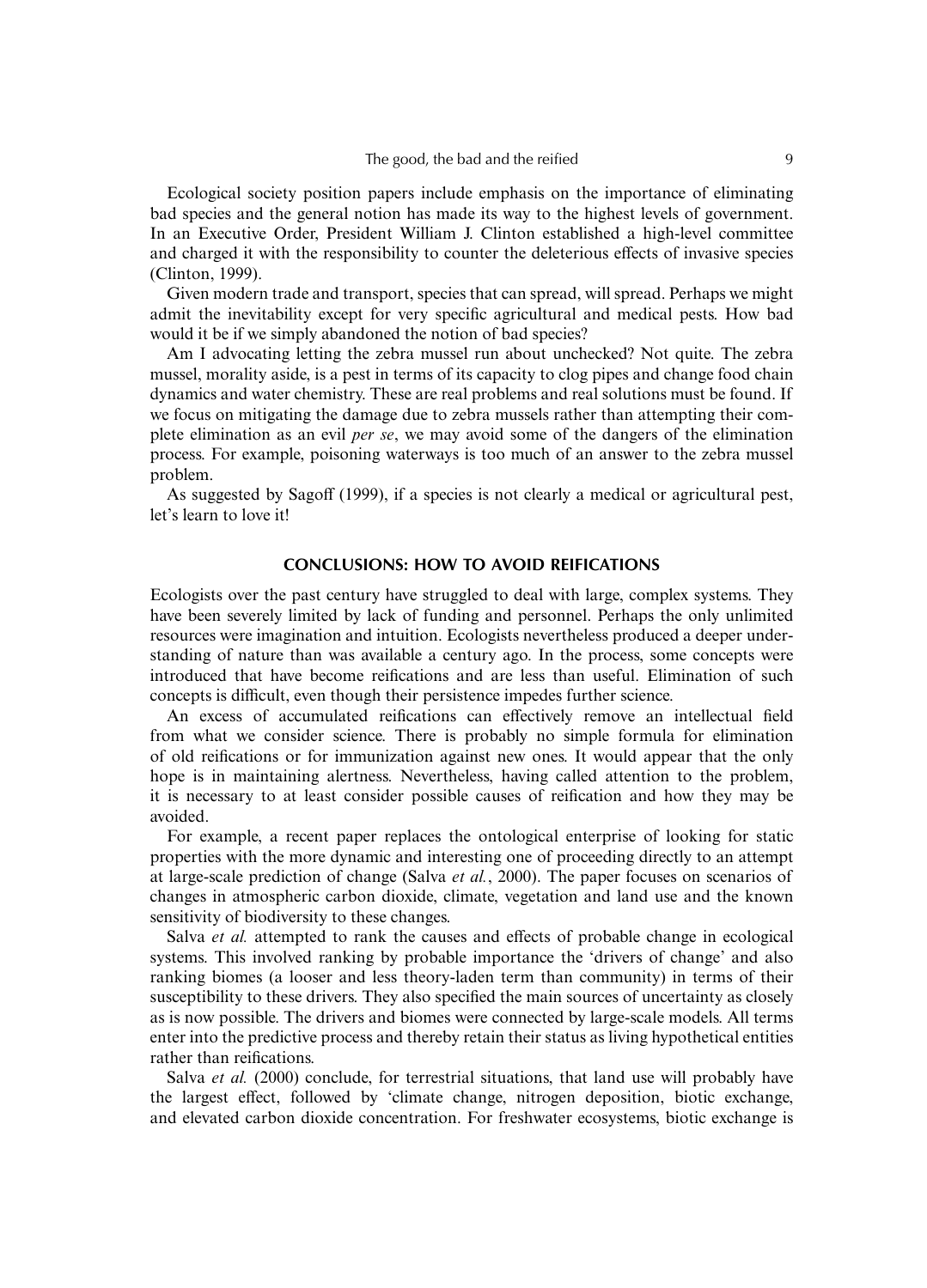Ecological society position papers include emphasis on the importance of eliminating bad species and the general notion has made its way to the highest levels of government. In an Executive Order, President William J. Clinton established a high-level committee and charged it with the responsibility to counter the deleterious effects of invasive species (Clinton, 1999).

Given modern trade and transport, species that can spread, will spread. Perhaps we might admit the inevitability except for very specific agricultural and medical pests. How bad would it be if we simply abandoned the notion of bad species?

Am I advocating letting the zebra mussel run about unchecked? Not quite. The zebra mussel, morality aside, is a pest in terms of its capacity to clog pipes and change food chain dynamics and water chemistry. These are real problems and real solutions must be found. If we focus on mitigating the damage due to zebra mussels rather than attempting their complete elimination as an evil *per se*, we may avoid some of the dangers of the elimination process. For example, poisoning waterways is too much of an answer to the zebra mussel problem.

As suggested by Sagoff (1999), if a species is not clearly a medical or agricultural pest, let's learn to love it!

## CONCLUSIONS: HOW TO AVOID REIFICATIONS

Ecologists over the past century have struggled to deal with large, complex systems. They have been severely limited by lack of funding and personnel. Perhaps the only unlimited resources were imagination and intuition. Ecologists nevertheless produced a deeper understanding of nature than was available a century ago. In the process, some concepts were introduced that have become reifications and are less than useful. Elimination of such concepts is difficult, even though their persistence impedes further science.

An excess of accumulated reifications can effectively remove an intellectual field from what we consider science. There is probably no simple formula for elimination of old reifications or for immunization against new ones. It would appear that the only hope is in maintaining alertness. Nevertheless, having called attention to the problem, it is necessary to at least consider possible causes of reification and how they may be avoided.

For example, a recent paper replaces the ontological enterprise of looking for static properties with the more dynamic and interesting one of proceeding directly to an attempt at large-scale prediction of change (Salva *et al.*, 2000). The paper focuses on scenarios of changes in atmospheric carbon dioxide, climate, vegetation and land use and the known sensitivity of biodiversity to these changes.

Salva *et al.* attempted to rank the causes and effects of probable change in ecological systems. This involved ranking by probable importance the 'drivers of change' and also ranking biomes (a looser and less theory-laden term than community) in terms of their susceptibility to these drivers. They also specified the main sources of uncertainty as closely as is now possible. The drivers and biomes were connected by large-scale models. All terms enter into the predictive process and thereby retain their status as living hypothetical entities rather than reifications.

Salva *et al.* (2000) conclude, for terrestrial situations, that land use will probably have the largest effect, followed by 'climate change, nitrogen deposition, biotic exchange, and elevated carbon dioxide concentration. For freshwater ecosystems, biotic exchange is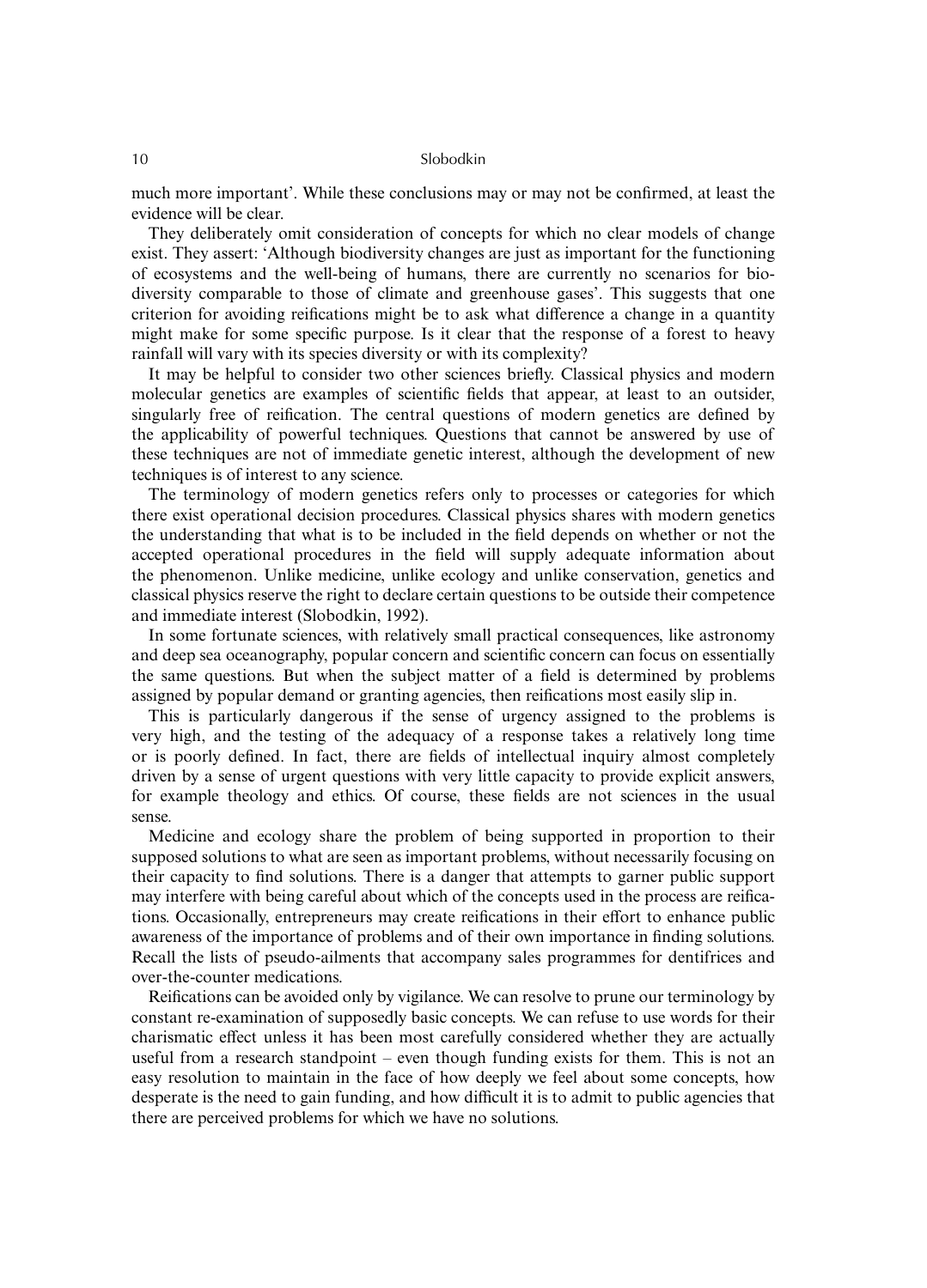much more important'. While these conclusions may or may not be confirmed, at least the evidence will be clear.

They deliberately omit consideration of concepts for which no clear models of change exist. They assert: 'Although biodiversity changes are just as important for the functioning of ecosystems and the well-being of humans, there are currently no scenarios for biodiversity comparable to those of climate and greenhouse gases'. This suggests that one criterion for avoiding reifications might be to ask what difference a change in a quantity might make for some specific purpose. Is it clear that the response of a forest to heavy rainfall will vary with its species diversity or with its complexity?

It may be helpful to consider two other sciences briefly. Classical physics and modern molecular genetics are examples of scientific fields that appear, at least to an outsider, singularly free of reification. The central questions of modern genetics are defined by the applicability of powerful techniques. Questions that cannot be answered by use of these techniques are not of immediate genetic interest, although the development of new techniques is of interest to any science.

The terminology of modern genetics refers only to processes or categories for which there exist operational decision procedures. Classical physics shares with modern genetics the understanding that what is to be included in the field depends on whether or not the accepted operational procedures in the field will supply adequate information about the phenomenon. Unlike medicine, unlike ecology and unlike conservation, genetics and classical physics reserve the right to declare certain questions to be outside their competence and immediate interest (Slobodkin, 1992).

In some fortunate sciences, with relatively small practical consequences, like astronomy and deep sea oceanography, popular concern and scientific concern can focus on essentially the same questions. But when the subject matter of a field is determined by problems assigned by popular demand or granting agencies, then reifications most easily slip in.

This is particularly dangerous if the sense of urgency assigned to the problems is very high, and the testing of the adequacy of a response takes a relatively long time or is poorly defined. In fact, there are fields of intellectual inquiry almost completely driven by a sense of urgent questions with very little capacity to provide explicit answers, for example theology and ethics. Of course, these fields are not sciences in the usual sense.

Medicine and ecology share the problem of being supported in proportion to their supposed solutions to what are seen as important problems, without necessarily focusing on their capacity to find solutions. There is a danger that attempts to garner public support may interfere with being careful about which of the concepts used in the process are reifications. Occasionally, entrepreneurs may create reifications in their effort to enhance public awareness of the importance of problems and of their own importance in finding solutions. Recall the lists of pseudo-ailments that accompany sales programmes for dentifrices and over-the-counter medications.

Reifications can be avoided only by vigilance. We can resolve to prune our terminology by constant re-examination of supposedly basic concepts. We can refuse to use words for their charismatic effect unless it has been most carefully considered whether they are actually useful from a research standpoint – even though funding exists for them. This is not an easy resolution to maintain in the face of how deeply we feel about some concepts, how desperate is the need to gain funding, and how difficult it is to admit to public agencies that there are perceived problems for which we have no solutions.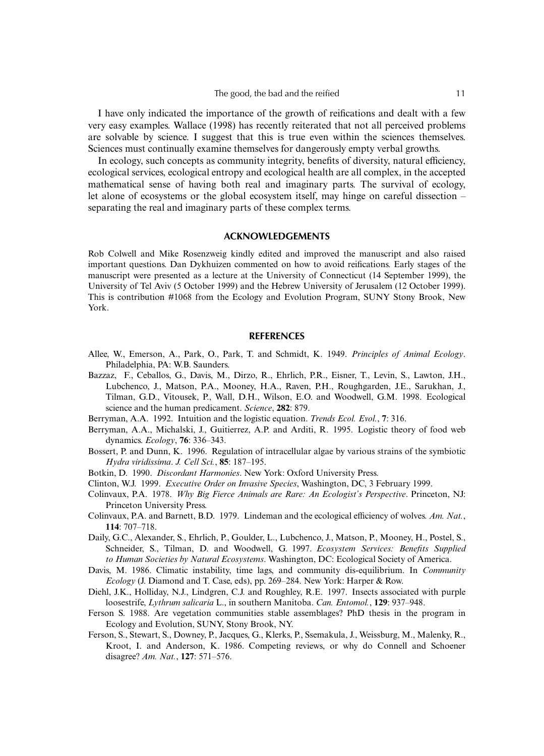I have only indicated the importance of the growth of reifications and dealt with a few very easy examples. Wallace (1998) has recently reiterated that not all perceived problems are solvable by science. I suggest that this is true even within the sciences themselves. Sciences must continually examine themselves for dangerously empty verbal growths.

In ecology, such concepts as community integrity, benefits of diversity, natural efficiency, ecological services, ecological entropy and ecological health are all complex, in the accepted mathematical sense of having both real and imaginary parts. The survival of ecology, let alone of ecosystems or the global ecosystem itself, may hinge on careful dissection – separating the real and imaginary parts of these complex terms.

## ACKNOWLEDGEMENTS

Rob Colwell and Mike Rosenzweig kindly edited and improved the manuscript and also raised important questions. Dan Dykhuizen commented on how to avoid reifications. Early stages of the manuscript were presented as a lecture at the University of Connecticut (14 September 1999), the University of Tel Aviv (5 October 1999) and the Hebrew University of Jerusalem (12 October 1999). This is contribution #1068 from the Ecology and Evolution Program, SUNY Stony Brook, New York.

## REFERENCES

Allee, W., Emerson, A., Park, O., Park, T. and Schmidt, K. 1949. *Principles of Animal Ecology*. Philadelphia, PA: W.B. Saunders.

Bazzaz, F., Ceballos, G., Davis, M., Dirzo, R., Ehrlich, P.R., Eisner, T., Levin, S., Lawton, J.H., Lubchenco, J., Matson, P.A., Mooney, H.A., Raven, P.H., Roughgarden, J.E., Sarukhan, J., Tilman, G.D., Vitousek, P., Wall, D.H., Wilson, E.O. and Woodwell, G.M. 1998. Ecological science and the human predicament. *Science*, **282**: 879.

Berryman, A.A. 1992. Intuition and the logistic equation. *Trends Ecol. Evol.*, **7**: 316.

Berryman, A.A., Michalski, J., Guitierrez, A.P. and Arditi, R. 1995. Logistic theory of food web dynamics. *Ecology*, **76**: 336–343.

Bossert, P. and Dunn, K. 1996. Regulation of intracellular algae by various strains of the symbiotic *Hydra viridissima*. *J. Cell Sci.*, **85**: 187–195.

Botkin, D. 1990. *Discordant Harmonies*. New York: Oxford University Press.

Clinton, W.J. 1999. *Executive Order on Invasive Species*, Washington, DC, 3 February 1999.

Colinvaux, P.A. 1978. *Why Big Fierce Animals are Rare: An Ecologist's Perspective*. Princeton, NJ: Princeton University Press.

Colinvaux, P.A. and Barnett, B.D. 1979. Lindeman and the ecological efficiency of wolves. *Am. Nat.*, **114**: 707–718.

Daily, G.C., Alexander, S., Ehrlich, P., Goulder, L., Lubchenco, J., Matson, P., Mooney, H., Postel, S., Schneider, S., Tilman, D. and Woodwell, G. 1997. *Ecosystem Services: Benefits Supplied to Human Societies by Natural Ecosystems*. Washington, DC: Ecological Society of America.

Davis, M. 1986. Climatic instability, time lags, and community dis-equilibrium. In *Community Ecology* (J. Diamond and T. Case, eds), pp. 269–284. New York: Harper & Row.

Diehl, J.K., Holliday, N.J., Lindgren, C.J. and Roughley, R.E. 1997. Insects associated with purple loosestrife, *Lythrum salicaria* L., in southern Manitoba. *Can. Entomol.*, **129**: 937–948.

Ferson S. 1988. Are vegetation communities stable assemblages? PhD thesis in the program in Ecology and Evolution, SUNY, Stony Brook, NY.

Ferson, S., Stewart, S., Downey, P., Jacques, G., Klerks, P., Ssemakula, J., Weissburg, M., Malenky, R., Kroot, I. and Anderson, K. 1986. Competing reviews, or why do Connell and Schoener disagree? *Am. Nat.*, **127**: 571–576.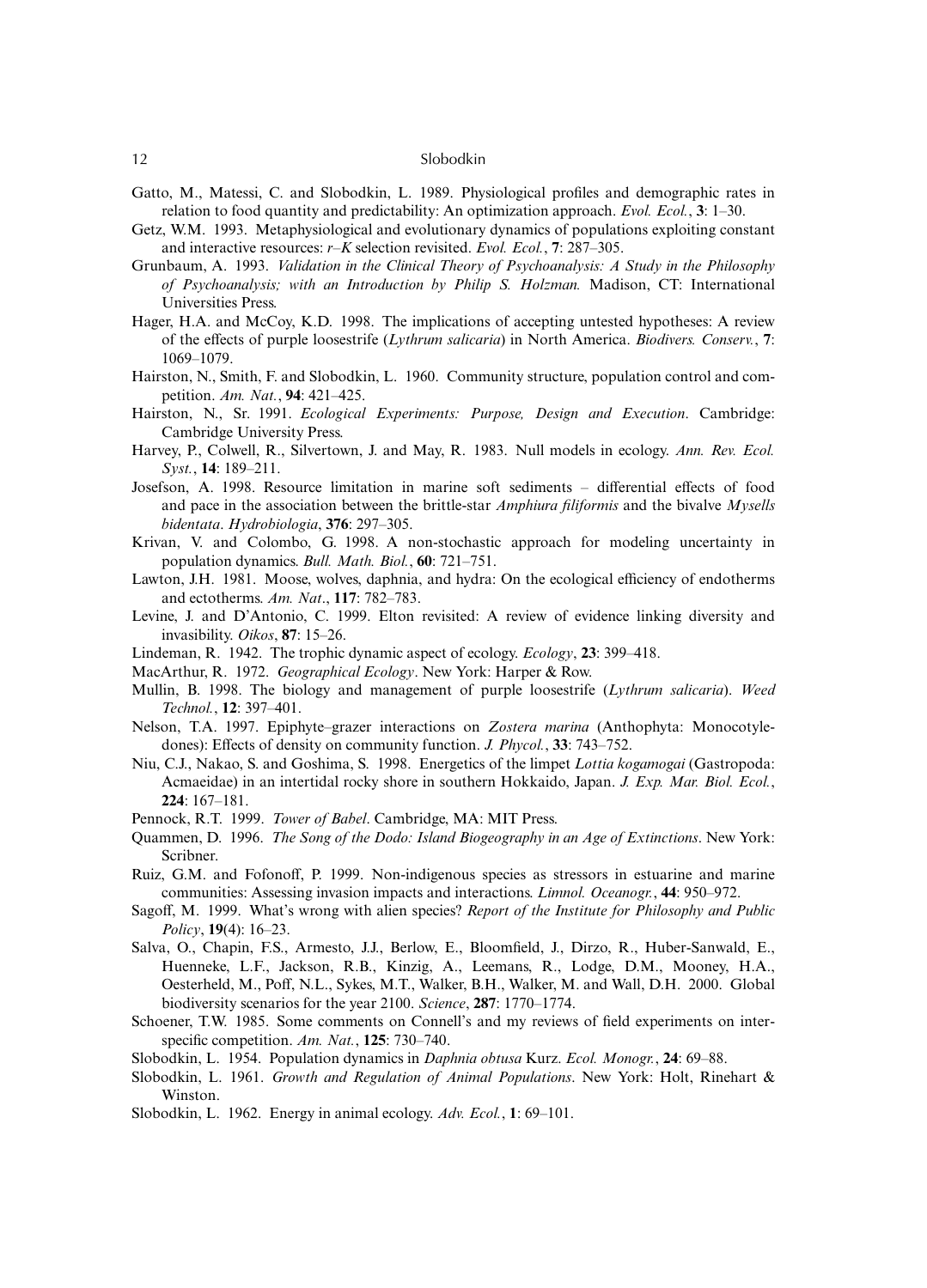Gatto, M., Matessi, C. and Slobodkin, L. 1989. Physiological profiles and demographic rates in relation to food quantity and predictability: An optimization approach. *Evol. Ecol.*, **3**: 1–30.

Getz, W.M. 1993. Metaphysiological and evolutionary dynamics of populations exploiting constant and interactive resources: *r–K* selection revisited. *Evol. Ecol.*, **7**: 287–305.

Grunbaum, A. 1993. *Validation in the Clinical Theory of Psychoanalysis: A Study in the Philosophy of Psychoanalysis; with an Introduction by Philip S. Holzman.* Madison, CT: International Universities Press.

Hager, H.A. and McCoy, K.D. 1998. The implications of accepting untested hypotheses: A review of the effects of purple loosestrife (*Lythrum salicaria*) in North America. *Biodivers. Conserv.*, **7**: 1069–1079.

Hairston, N., Smith, F. and Slobodkin, L. 1960. Community structure, population control and competition. *Am. Nat.*, **94**: 421–425.

Hairston, N., Sr. 1991. *Ecological Experiments: Purpose, Design and Execution*. Cambridge: Cambridge University Press.

Harvey, P., Colwell, R., Silvertown, J. and May, R. 1983. Null models in ecology. *Ann. Rev. Ecol. Syst.*, **14**: 189–211.

Josefson, A. 1998. Resource limitation in marine soft sediments – differential effects of food and pace in the association between the brittle-star *Amphiura filiformis* and the bivalve *Mysells bidentata*. *Hydrobiologia*, **376**: 297–305.

Krivan, V. and Colombo, G. 1998. A non-stochastic approach for modeling uncertainty in population dynamics. *Bull. Math. Biol.*, **60**: 721–751.

Lawton, J.H. 1981. Moose, wolves, daphnia, and hydra: On the ecological efficiency of endotherms and ectotherms. *Am. Nat*., **117**: 782–783.

Levine, J. and D'Antonio, C. 1999. Elton revisited: A review of evidence linking diversity and invasibility. *Oikos*, **87**: 15–26.

Lindeman, R. 1942. The trophic dynamic aspect of ecology. *Ecology*, **23**: 399–418.

MacArthur, R. 1972. *Geographical Ecology*. New York: Harper & Row.

Mullin, B. 1998. The biology and management of purple loosestrife (*Lythrum salicaria*). *Weed Technol.*, **12**: 397–401.

Nelson, T.A. 1997. Epiphyte–grazer interactions on *Zostera marina* (Anthophyta: Monocotyledones): Effects of density on community function. *J. Phycol.*, **33**: 743–752.

Niu, C.J., Nakao, S. and Goshima, S. 1998. Energetics of the limpet *Lottia kogamogai* (Gastropoda: Acmaeidae) in an intertidal rocky shore in southern Hokkaido, Japan. *J. Exp. Mar. Biol. Ecol.*, **224**: 167–181.

Pennock, R.T. 1999. *Tower of Babel*. Cambridge, MA: MIT Press.

Quammen, D. 1996. *The Song of the Dodo: Island Biogeography in an Age of Extinctions*. New York: Scribner.

Ruiz, G.M. and Fofonoff, P. 1999. Non-indigenous species as stressors in estuarine and marine communities: Assessing invasion impacts and interactions. *Limnol. Oceanogr.*, **44**: 950–972.

Sagoff, M. 1999. What's wrong with alien species? *Report of the Institute for Philosophy and Public Policy*, **19**(4): 16–23.

Salva, O., Chapin, F.S., Armesto, J.J., Berlow, E., Bloomfield, J., Dirzo, R., Huber-Sanwald, E., Huenneke, L.F., Jackson, R.B., Kinzig, A., Leemans, R., Lodge, D.M., Mooney, H.A., Oesterheld, M., Poff, N.L., Sykes, M.T., Walker, B.H., Walker, M. and Wall, D.H. 2000. Global biodiversity scenarios for the year 2100. *Science*, **287**: 1770–1774.

Schoener, T.W. 1985. Some comments on Connell's and my reviews of field experiments on interspecific competition. *Am. Nat.*, **125**: 730–740.

Slobodkin, L. 1954. Population dynamics in *Daphnia obtusa* Kurz. *Ecol. Monogr.*, **24**: 69–88.

Slobodkin, L. 1961. *Growth and Regulation of Animal Populations*. New York: Holt, Rinehart & Winston.

Slobodkin, L. 1962. Energy in animal ecology. *Adv. Ecol.*, **1**: 69–101.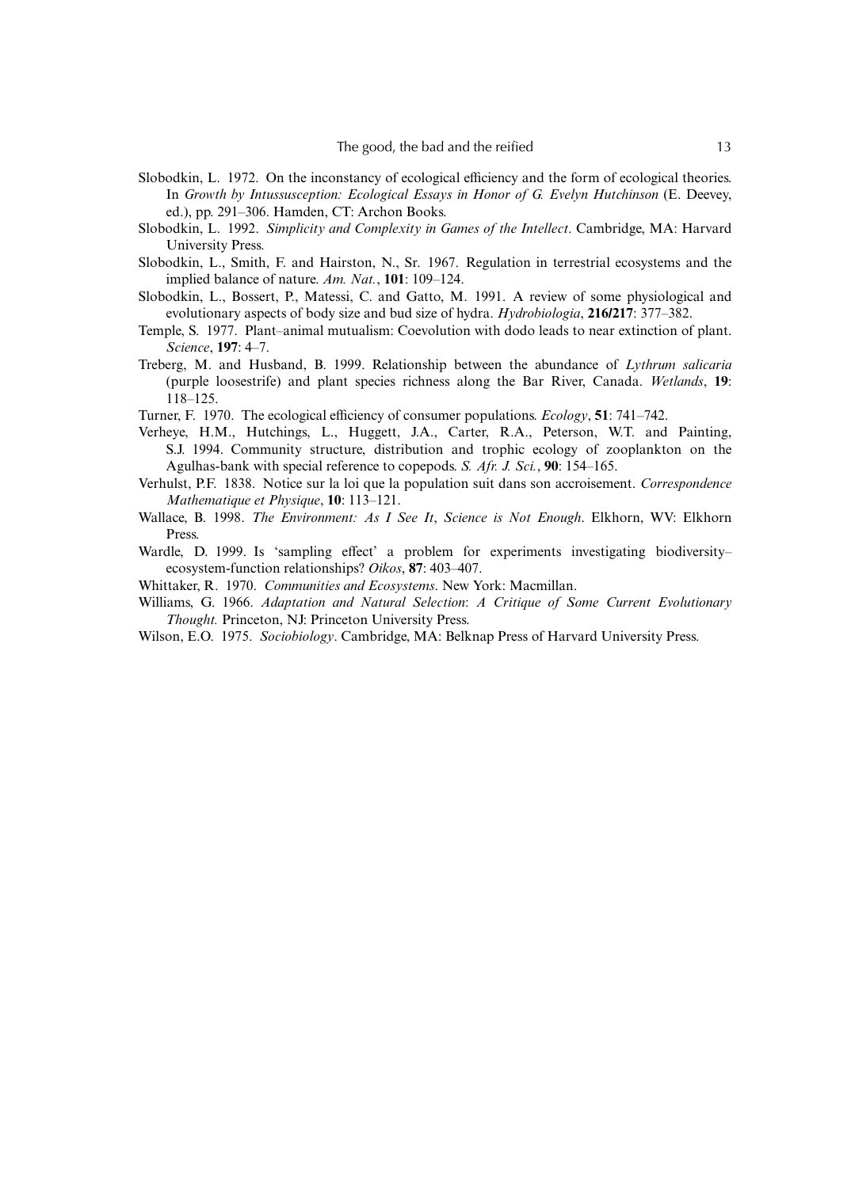Slobodkin, L. 1972. On the inconstancy of ecological efficiency and the form of ecological theories. In *Growth by Intussusception: Ecological Essays in Honor of G. Evelyn Hutchinson* (E. Deevey, ed.), pp. 291–306. Hamden, CT: Archon Books.

Slobodkin, L. 1992. *Simplicity and Complexity in Games of the Intellect*. Cambridge, MA: Harvard University Press.

Slobodkin, L., Smith, F. and Hairston, N., Sr. 1967. Regulation in terrestrial ecosystems and the implied balance of nature. *Am. Nat.*, **101**: 109–124.

Slobodkin, L., Bossert, P., Matessi, C. and Gatto, M. 1991. A review of some physiological and evolutionary aspects of body size and bud size of hydra. *Hydrobiologia*, **216/217**: 377–382.

Temple, S. 1977. Plant–animal mutualism: Coevolution with dodo leads to near extinction of plant. *Science*, **197**: 4–7.

Treberg, M. and Husband, B. 1999. Relationship between the abundance of *Lythrum salicaria* (purple loosestrife) and plant species richness along the Bar River, Canada. *Wetlands*, **19**: 118–125.

Turner, F. 1970. The ecological efficiency of consumer populations. *Ecology*, **51**: 741–742.

Verheye, H.M., Hutchings, L., Huggett, J.A., Carter, R.A., Peterson, W.T. and Painting, S.J. 1994. Community structure, distribution and trophic ecology of zooplankton on the Agulhas-bank with special reference to copepods. *S. Afr. J. Sci.*, **90**: 154–165.

Verhulst, P.F. 1838. Notice sur la loi que la population suit dans son accroisement. *Correspondence Mathematique et Physique*, **10**: 113–121.

Wallace, B. 1998. *The Environment: As I See It*, *Science is Not Enough*. Elkhorn, WV: Elkhorn Press.

Wardle, D. 1999. Is 'sampling effect' a problem for experiments investigating biodiversity–ecosystem-function relationships? *Oikos*, **87**: 403–407.

Whittaker, R. 1970. *Communities and Ecosystems*. New York: Macmillan.

Williams, G. 1966. *Adaptation and Natural Selection*: *A Critique of Some Current Evolutionary Thought.* Princeton, NJ: Princeton University Press.

Wilson, E.O. 1975. *Sociobiology*. Cambridge, MA: Belknap Press of Harvard University Press.